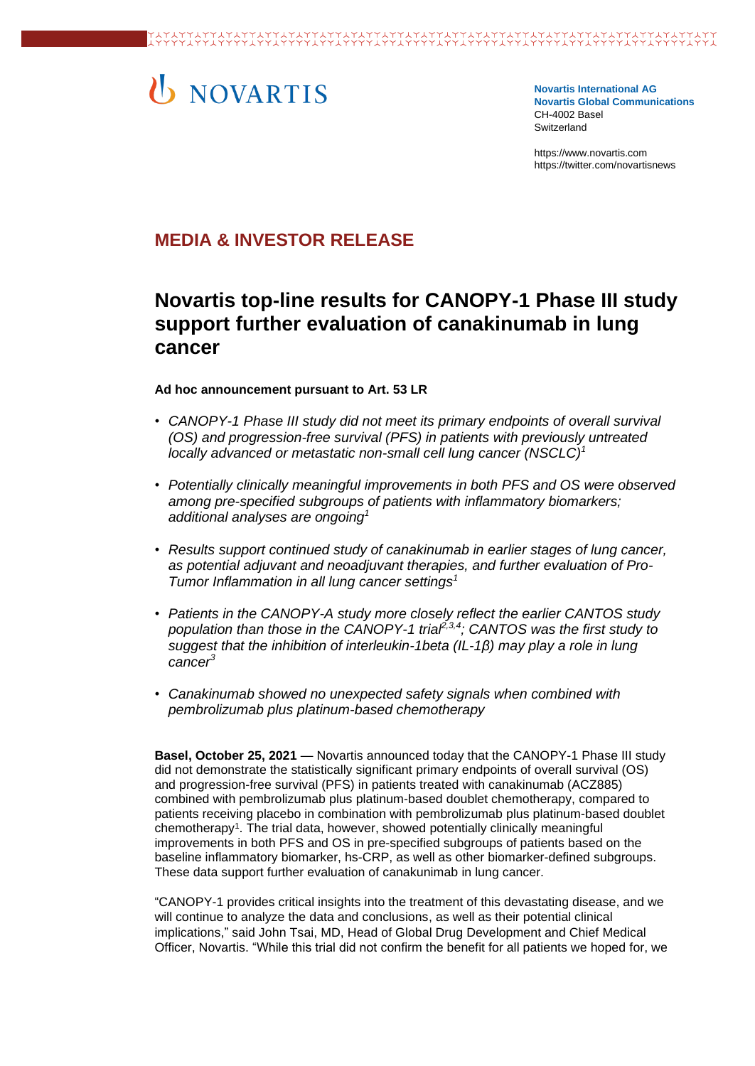# NOVARTIS

**Novartis International AG**
**Novartis Global Communications**
CH-4002 Basel
Switzerland

https://www.novartis.com
https://twitter.com/novartisnews

## MEDIA & INVESTOR RELEASE

# Novartis top-line results for CANOPY-1 Phase III study support further evaluation of canakinumab in lung cancer

**Ad hoc announcement pursuant to Art. 53 LR**

- *CANOPY-1 Phase III study did not meet its primary endpoints of overall survival (OS) and progression-free survival (PFS) in patients with previously untreated locally advanced or metastatic non-small cell lung cancer (NSCLC)*[1]
- *Potentially clinically meaningful improvements in both PFS and OS were observed among pre-specified subgroups of patients with inflammatory biomarkers; additional analyses are ongoing*[1]
- *Results support continued study of canakinumab in earlier stages of lung cancer, as potential adjuvant and neoadjuvant therapies, and further evaluation of Pro-Tumor Inflammation in all lung cancer settings*[1]
- *Patients in the CANOPY-A study more closely reflect the earlier CANTOS study population than those in the CANOPY-1 trial*[2,3,4]*; CANTOS was the first study to suggest that the inhibition of interleukin-1beta (IL-1β) may play a role in lung cancer*[3]
- *Canakinumab showed no unexpected safety signals when combined with pembrolizumab plus platinum-based chemotherapy*

**Basel, October 25, 2021** — Novartis announced today that the CANOPY-1 Phase III study did not demonstrate the statistically significant primary endpoints of overall survival (OS) and progression-free survival (PFS) in patients treated with canakinumab (ACZ885) combined with pembrolizumab plus platinum-based doublet chemotherapy, compared to patients receiving placebo in combination with pembrolizumab plus platinum-based doublet chemotherapy[1]. The trial data, however, showed potentially clinically meaningful improvements in both PFS and OS in pre-specified subgroups of patients based on the baseline inflammatory biomarker, hs-CRP, as well as other biomarker-defined subgroups. These data support further evaluation of canakinumab in lung cancer.

"CANOPY-1 provides critical insights into the treatment of this devastating disease, and we will continue to analyze the data and conclusions, as well as their potential clinical implications," said John Tsai, MD, Head of Global Drug Development and Chief Medical Officer, Novartis. "While this trial did not confirm the benefit for all patients we hoped for, we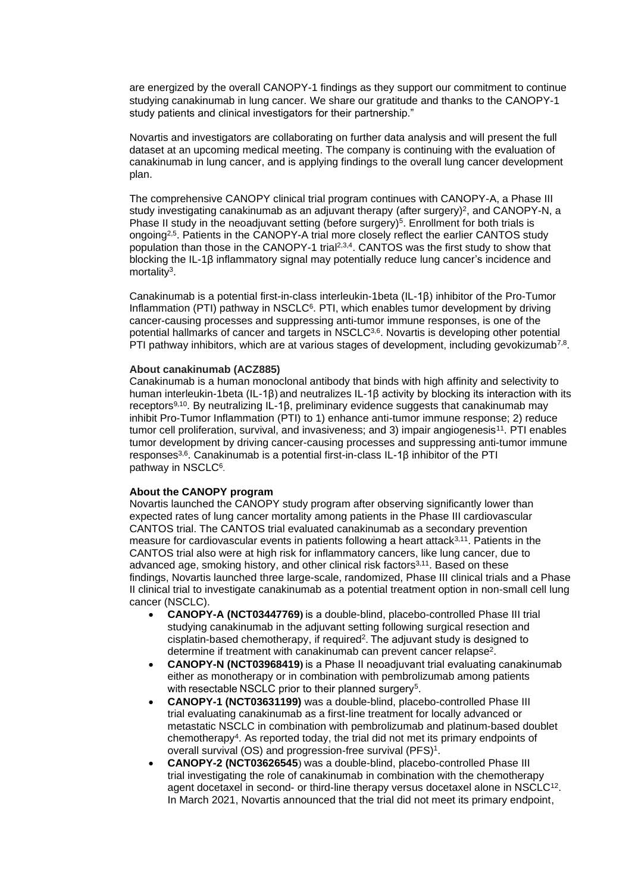are energized by the overall CANOPY-1 findings as they support our commitment to continue studying canakinumab in lung cancer. We share our gratitude and thanks to the CANOPY-1 study patients and clinical investigators for their partnership."

Novartis and investigators are collaborating on further data analysis and will present the full dataset at an upcoming medical meeting. The company is continuing with the evaluation of canakinumab in lung cancer, and is applying findings to the overall lung cancer development plan.

The comprehensive CANOPY clinical trial program continues with CANOPY-A, a Phase III study investigating canakinumab as an adjuvant therapy (after surgery)[2], and CANOPY-N, a Phase II study in the neoadjuvant setting (before surgery)[5]. Enrollment for both trials is ongoing[2,5]. Patients in the CANOPY-A trial more closely reflect the earlier CANTOS study population than those in the CANOPY-1 trial[2,3,4]. CANTOS was the first study to show that blocking the IL-1β inflammatory signal may potentially reduce lung cancer's incidence and mortality[3].

Canakinumab is a potential first-in-class interleukin-1beta (IL-1β) inhibitor of the Pro-Tumor Inflammation (PTI) pathway in NSCLC[6]. PTI, which enables tumor development by driving cancer-causing processes and suppressing anti-tumor immune responses, is one of the potential hallmarks of cancer and targets in NSCLC[3,6]. Novartis is developing other potential PTI pathway inhibitors, which are at various stages of development, including gevokizumab[7,8].

**About canakinumab (ACZ885)**
Canakinumab is a human monoclonal antibody that binds with high affinity and selectivity to human interleukin-1beta (IL-1β) and neutralizes IL-1β activity by blocking its interaction with its receptors[9,10]. By neutralizing IL-1β, preliminary evidence suggests that canakinumab may inhibit Pro-Tumor Inflammation (PTI) to 1) enhance anti-tumor immune response; 2) reduce tumor cell proliferation, survival, and invasiveness; and 3) impair angiogenesis[11]. PTI enables tumor development by driving cancer-causing processes and suppressing anti-tumor immune responses[3,6]. Canakinumab is a potential first-in-class IL-1β inhibitor of the PTI pathway in NSCLC[6].

**About the CANOPY program**
Novartis launched the CANOPY study program after observing significantly lower than expected rates of lung cancer mortality among patients in the Phase III cardiovascular CANTOS trial. The CANTOS trial evaluated canakinumab as a secondary prevention measure for cardiovascular events in patients following a heart attack[3,11]. Patients in the CANTOS trial also were at high risk for inflammatory cancers, like lung cancer, due to advanced age, smoking history, and other clinical risk factors[3,11]. Based on these findings, Novartis launched three large-scale, randomized, Phase III clinical trials and a Phase II clinical trial to investigate canakinumab as a potential treatment option in non-small cell lung cancer (NSCLC).

- **CANOPY-A (NCT03447769)** is a double-blind, placebo-controlled Phase III trial studying canakinumab in the adjuvant setting following surgical resection and cisplatin-based chemotherapy, if required[2]. The adjuvant study is designed to determine if treatment with canakinumab can prevent cancer relapse[2].
- **CANOPY-N (NCT03968419)** is a Phase II neoadjuvant trial evaluating canakinumab either as monotherapy or in combination with pembrolizumab among patients with resectable NSCLC prior to their planned surgery[5].
- **CANOPY-1 (NCT03631199)** was a double-blind, placebo-controlled Phase III trial evaluating canakinumab as a first-line treatment for locally advanced or metastatic NSCLC in combination with pembrolizumab and platinum-based doublet chemotherapy[4]. As reported today, the trial did not met its primary endpoints of overall survival (OS) and progression-free survival (PFS)[1].
- **CANOPY-2 (NCT03626545)** was a double-blind, placebo-controlled Phase III trial investigating the role of canakinumab in combination with the chemotherapy agent docetaxel in second- or third-line therapy versus docetaxel alone in NSCLC[12]. In March 2021, Novartis announced that the trial did not meet its primary endpoint,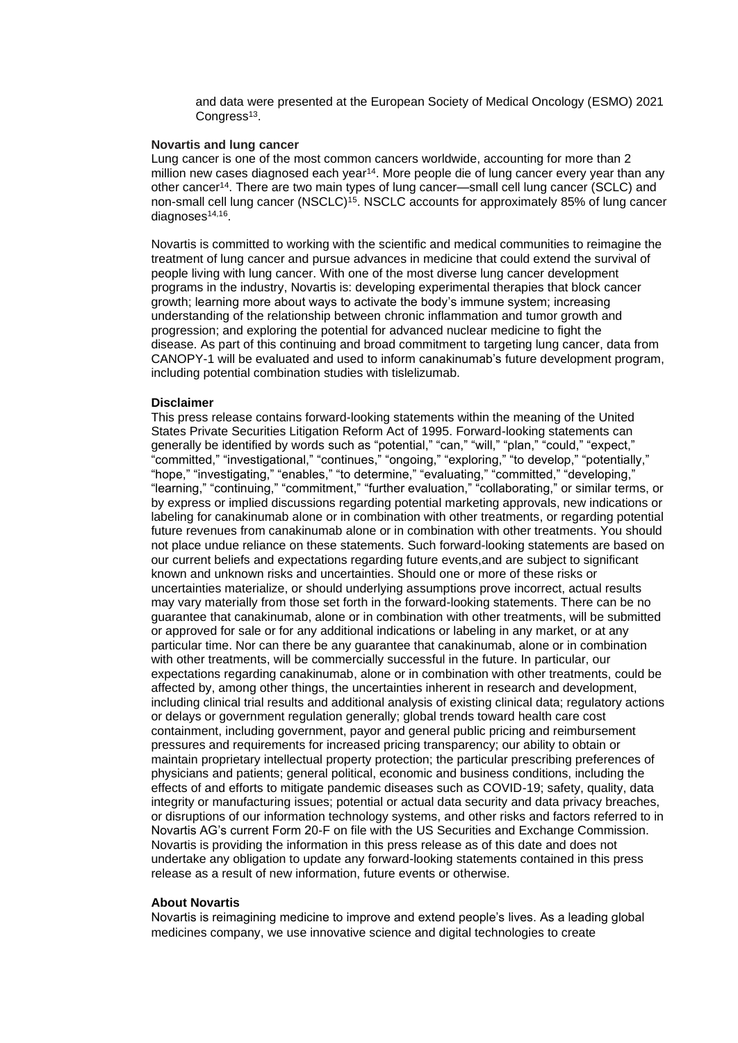and data were presented at the European Society of Medical Oncology (ESMO) 2021 Congress[13].

**Novartis and lung cancer**

Lung cancer is one of the most common cancers worldwide, accounting for more than 2 million new cases diagnosed each year[14]. More people die of lung cancer every year than any other cancer[14]. There are two main types of lung cancer—small cell lung cancer (SCLC) and non-small cell lung cancer (NSCLC)[15]. NSCLC accounts for approximately 85% of lung cancer diagnoses[14,16].

Novartis is committed to working with the scientific and medical communities to reimagine the treatment of lung cancer and pursue advances in medicine that could extend the survival of people living with lung cancer. With one of the most diverse lung cancer development programs in the industry, Novartis is: developing experimental therapies that block cancer growth; learning more about ways to activate the body's immune system; increasing understanding of the relationship between chronic inflammation and tumor growth and progression; and exploring the potential for advanced nuclear medicine to fight the disease. As part of this continuing and broad commitment to targeting lung cancer, data from CANOPY-1 will be evaluated and used to inform canakinumab's future development program, including potential combination studies with tislelizumab.

**Disclaimer**

This press release contains forward-looking statements within the meaning of the United States Private Securities Litigation Reform Act of 1995. Forward-looking statements can generally be identified by words such as "potential," "can," "will," "plan," "could," "expect," "committed," "investigational," "continues," "ongoing," "exploring," "to develop," "potentially," "hope," "investigating," "enables," "to determine," "evaluating," "committed," "developing," "learning," "continuing," "commitment," "further evaluation," "collaborating," or similar terms, or by express or implied discussions regarding potential marketing approvals, new indications or labeling for canakinumab alone or in combination with other treatments, or regarding potential future revenues from canakinumab alone or in combination with other treatments. You should not place undue reliance on these statements. Such forward-looking statements are based on our current beliefs and expectations regarding future events,and are subject to significant known and unknown risks and uncertainties. Should one or more of these risks or uncertainties materialize, or should underlying assumptions prove incorrect, actual results may vary materially from those set forth in the forward-looking statements. There can be no guarantee that canakinumab, alone or in combination with other treatments, will be submitted or approved for sale or for any additional indications or labeling in any market, or at any particular time. Nor can there be any guarantee that canakinumab, alone or in combination with other treatments, will be commercially successful in the future. In particular, our expectations regarding canakinumab, alone or in combination with other treatments, could be affected by, among other things, the uncertainties inherent in research and development, including clinical trial results and additional analysis of existing clinical data; regulatory actions or delays or government regulation generally; global trends toward health care cost containment, including government, payor and general public pricing and reimbursement pressures and requirements for increased pricing transparency; our ability to obtain or maintain proprietary intellectual property protection; the particular prescribing preferences of physicians and patients; general political, economic and business conditions, including the effects of and efforts to mitigate pandemic diseases such as COVID-19; safety, quality, data integrity or manufacturing issues; potential or actual data security and data privacy breaches, or disruptions of our information technology systems, and other risks and factors referred to in Novartis AG's current Form 20-F on file with the US Securities and Exchange Commission. Novartis is providing the information in this press release as of this date and does not undertake any obligation to update any forward-looking statements contained in this press release as a result of new information, future events or otherwise.

**About Novartis**

Novartis is reimagining medicine to improve and extend people's lives. As a leading global medicines company, we use innovative science and digital technologies to create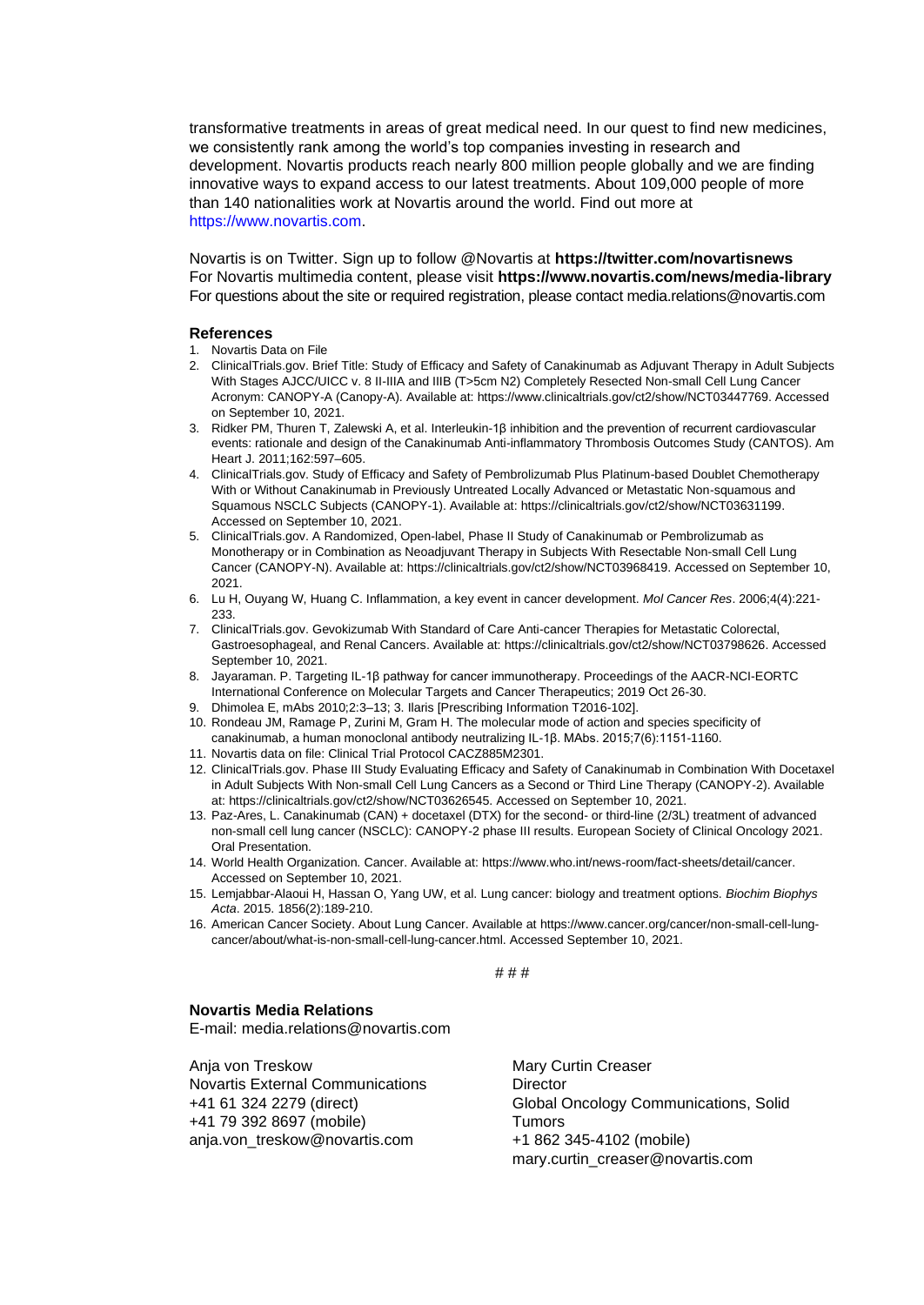transformative treatments in areas of great medical need. In our quest to find new medicines, we consistently rank among the world's top companies investing in research and development. Novartis products reach nearly 800 million people globally and we are finding innovative ways to expand access to our latest treatments. About 109,000 people of more than 140 nationalities work at Novartis around the world. Find out more at https://www.novartis.com.

Novartis is on Twitter. Sign up to follow @Novartis at **https://twitter.com/novartisnews**
For Novartis multimedia content, please visit **https://www.novartis.com/news/media-library**
For questions about the site or required registration, please contact media.relations@novartis.com

**References**

1. Novartis Data on File
2. ClinicalTrials.gov. Brief Title: Study of Efficacy and Safety of Canakinumab as Adjuvant Therapy in Adult Subjects With Stages AJCC/UICC v. 8 II-IIIA and IIIB (T>5cm N2) Completely Resected Non-small Cell Lung Cancer Acronym: CANOPY-A (Canopy-A). Available at: https://www.clinicaltrials.gov/ct2/show/NCT03447769. Accessed on September 10, 2021.
3. Ridker PM, Thuren T, Zalewski A, et al. Interleukin-1β inhibition and the prevention of recurrent cardiovascular events: rationale and design of the Canakinumab Anti-inflammatory Thrombosis Outcomes Study (CANTOS). Am Heart J. 2011;162:597–605.
4. ClinicalTrials.gov. Study of Efficacy and Safety of Pembrolizumab Plus Platinum-based Doublet Chemotherapy With or Without Canakinumab in Previously Untreated Locally Advanced or Metastatic Non-squamous and Squamous NSCLC Subjects (CANOPY-1). Available at: https://clinicaltrials.gov/ct2/show/NCT03631199. Accessed on September 10, 2021.
5. ClinicalTrials.gov. A Randomized, Open-label, Phase II Study of Canakinumab or Pembrolizumab as Monotherapy or in Combination as Neoadjuvant Therapy in Subjects With Resectable Non-small Cell Lung Cancer (CANOPY-N). Available at: https://clinicaltrials.gov/ct2/show/NCT03968419. Accessed on September 10, 2021.
6. Lu H, Ouyang W, Huang C. Inflammation, a key event in cancer development. *Mol Cancer Res*. 2006;4(4):221-233.
7. ClinicalTrials.gov. Gevokizumab With Standard of Care Anti-cancer Therapies for Metastatic Colorectal, Gastroesophageal, and Renal Cancers. Available at: https://clinicaltrials.gov/ct2/show/NCT03798626. Accessed September 10, 2021.
8. Jayaraman. P. Targeting IL-1β pathway for cancer immunotherapy. Proceedings of the AACR-NCI-EORTC International Conference on Molecular Targets and Cancer Therapeutics; 2019 Oct 26-30.
9. Dhimolea E, mAbs 2010;2:3–13; 3. Ilaris [Prescribing Information T2016-102].
10. Rondeau JM, Ramage P, Zurini M, Gram H. The molecular mode of action and species specificity of canakinumab, a human monoclonal antibody neutralizing IL-1β. MAbs. 2015;7(6):1151-1160.
11. Novartis data on file: Clinical Trial Protocol CACZ885M2301.
12. ClinicalTrials.gov. Phase III Study Evaluating Efficacy and Safety of Canakinumab in Combination With Docetaxel in Adult Subjects With Non-small Cell Lung Cancers as a Second or Third Line Therapy (CANOPY-2). Available at: https://clinicaltrials.gov/ct2/show/NCT03626545. Accessed on September 10, 2021.
13. Paz-Ares, L. Canakinumab (CAN) + docetaxel (DTX) for the second- or third-line (2/3L) treatment of advanced non-small cell lung cancer (NSCLC): CANOPY-2 phase III results. European Society of Clinical Oncology 2021. Oral Presentation.
14. World Health Organization. Cancer. Available at: https://www.who.int/news-room/fact-sheets/detail/cancer. Accessed on September 10, 2021.
15. Lemjabbar-Alaoui H, Hassan O, Yang UW, et al. Lung cancer: biology and treatment options. *Biochim Biophys Acta*. 2015. 1856(2):189-210.
16. American Cancer Society. About Lung Cancer. Available at https://www.cancer.org/cancer/non-small-cell-lung-cancer/about/what-is-non-small-cell-lung-cancer.html. Accessed September 10, 2021.

# # #

**Novartis Media Relations**
E-mail: media.relations@novartis.com

Anja von Treskow
Novartis External Communications
+41 61 324 2279 (direct)
+41 79 392 8697 (mobile)
anja.von_treskow@novartis.com

Mary Curtin Creaser
Director
Global Oncology Communications, Solid Tumors
+1 862 345-4102 (mobile)
mary.curtin_creaser@novartis.com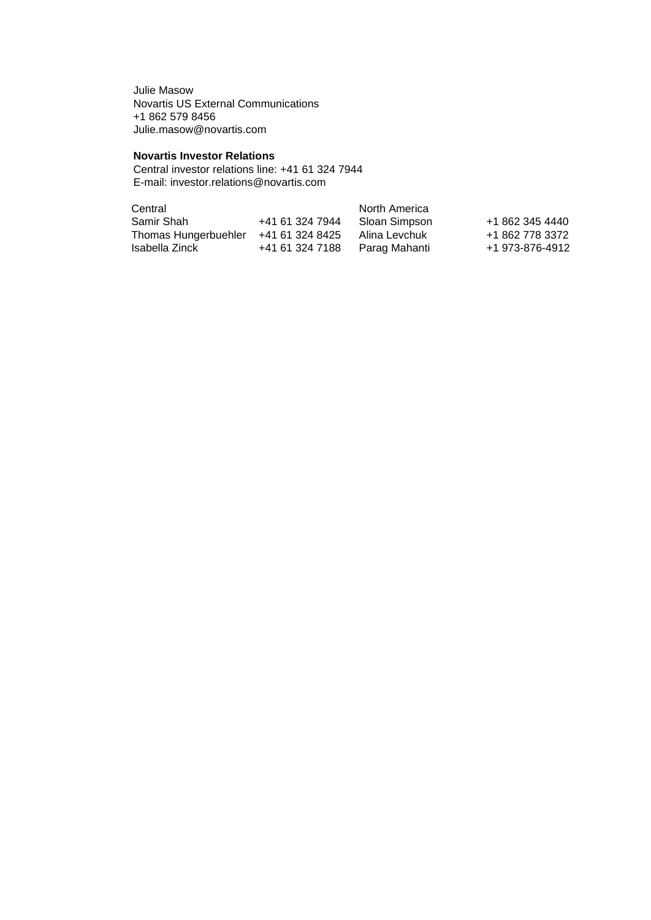Julie Masow
Novartis US External Communications
+1 862 579 8456
Julie.masow@novartis.com

**Novartis Investor Relations**
Central investor relations line: +41 61 324 7944
E-mail: investor.relations@novartis.com

| | | | |
|---|---|---|---|
| Central | | North America | |
| Samir Shah | +41 61 324 7944 | Sloan Simpson | +1 862 345 4440 |
| Thomas Hungerbuehler | +41 61 324 8425 | Alina Levchuk | +1 862 778 3372 |
| Isabella Zinck | +41 61 324 7188 | Parag Mahanti | +1 973-876-4912 |